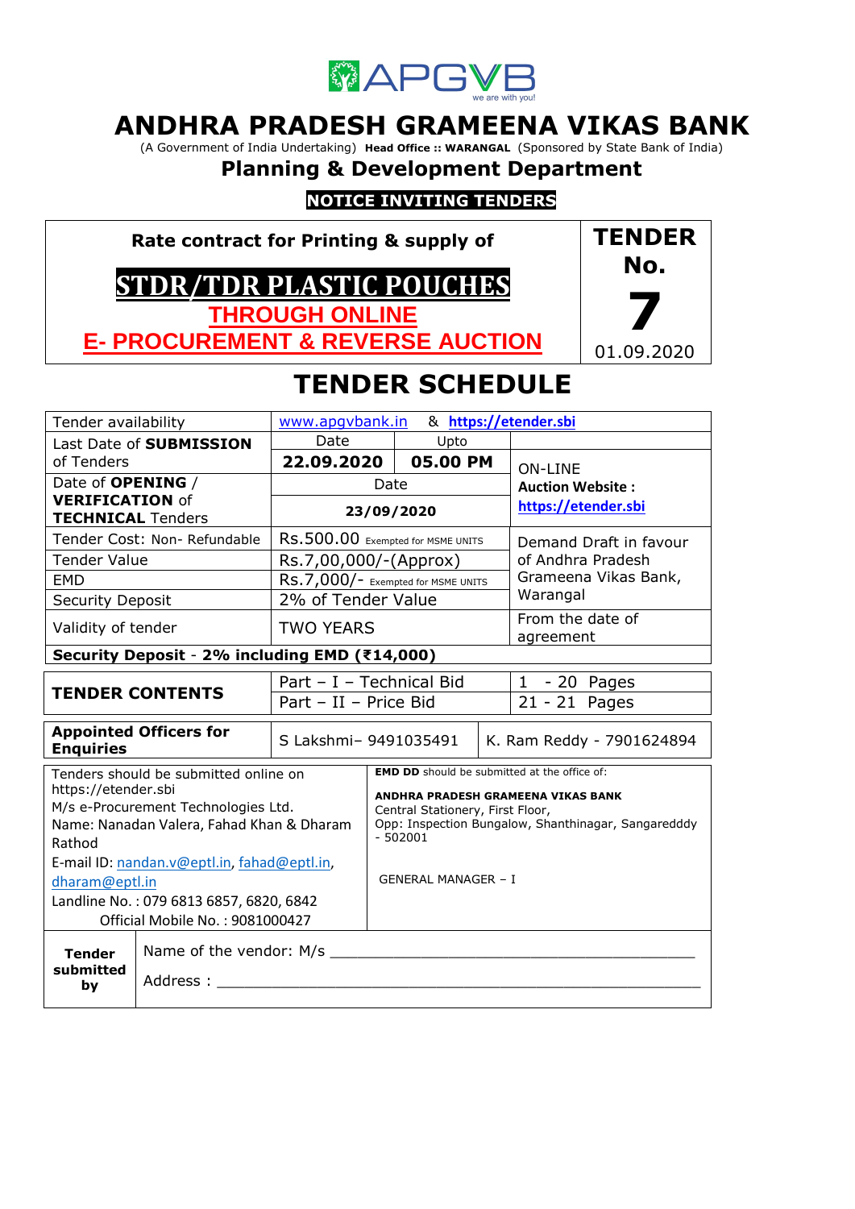APGVB
we are with you!

# ANDHRA PRADESH GRAMEENA VIKAS BANK

(A Government of India Undertaking) **Head Office :: WARANGAL** (Sponsored by State Bank of India)

## Planning & Development Department

**NOTICE INVITING TENDERS**

| Rate contract for Printing & supply of **STDR/TDR PLASTIC POUCHES** **THROUGH ONLINE E- PROCUREMENT & REVERSE AUCTION** | **TENDER No. 7** 01.09.2020 |
|---|---|

## TENDER SCHEDULE

| | | | |
|---|---|---|---|
| Tender availability | www.apgvbank.in & **https://etender.sbi** | | |
| Last Date of **SUBMISSION** of Tenders | Date: **22.09.2020** | Upto: **05.00 PM** | ON-LINE **Auction Website :** **https://etender.sbi** |
| Date of **OPENING** / **VERIFICATION** of **TECHNICAL** Tenders | Date: **23/09/2020** | | |
| Tender Cost: Non- Refundable | Rs.500.00 Exempted for MSME UNITS | | Demand Draft in favour of Andhra Pradesh Grameena Vikas Bank, Warangal |
| Tender Value | Rs.7,00,000/-(Approx) | | |
| EMD | Rs.7,000/- Exempted for MSME UNITS | | |
| Security Deposit | 2% of Tender Value | | |
| Validity of tender | TWO YEARS | | From the date of agreement |
| **Security Deposit - 2% including EMD (₹14,000)** | | | |

| | | |
|---|---|---|
| **TENDER CONTENTS** | Part – I – Technical Bid | 1 - 20 Pages |
| | Part – II – Price Bid | 21 - 21 Pages |

| | | |
|---|---|---|
| **Appointed Officers for Enquiries** | S Lakshmi– 9491035491 | K. Ram Reddy - 7901624894 |

Tenders should be submitted online on https://etender.sbi
M/s e-Procurement Technologies Ltd.
Name: Nanadan Valera, Fahad Khan & Dharam Rathod
E-mail ID: nandan.v@eptl.in, fahad@eptl.in, dharam@eptl.in
Landline No. : 079 6813 6857, 6820, 6842
Official Mobile No. : 9081000427

**EMD DD** should be submitted at the office of:

**ANDHRA PRADESH GRAMEENA VIKAS BANK**
Central Stationery, First Floor,
Opp: Inspection Bungalow, Shanthinagar, Sangaredddy - 502001

GENERAL MANAGER – I

| | |
|---|---|
| **Tender submitted by** | Name of the vendor: M/s ______________________________ <br> Address : ______________________________ |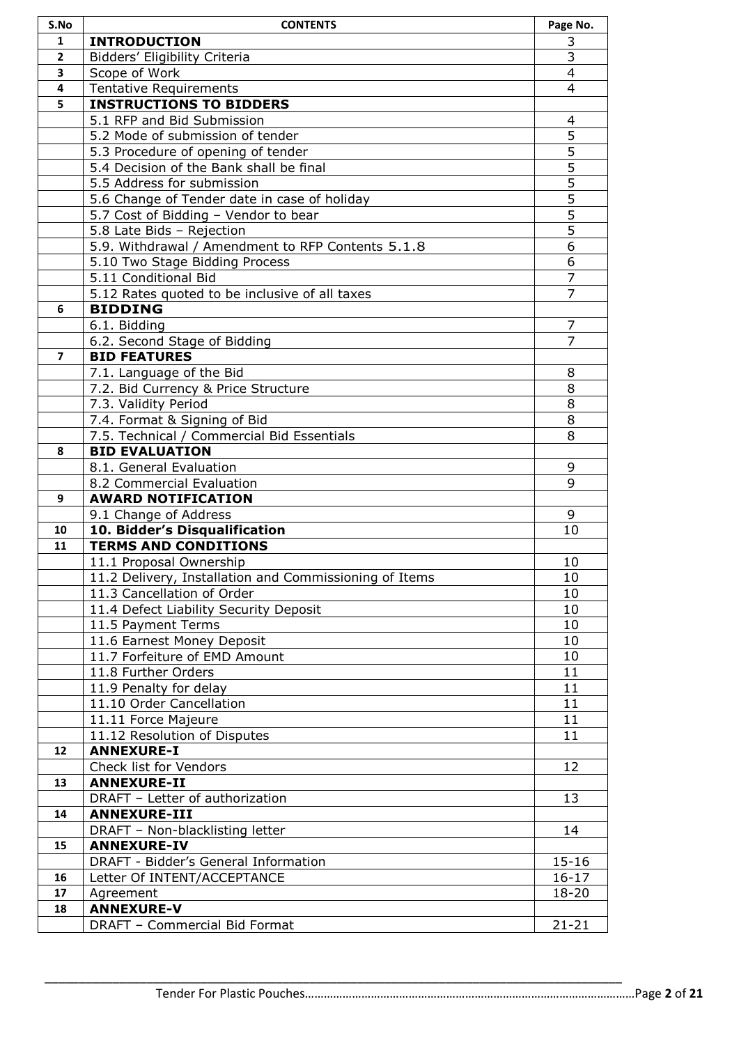| S.No | CONTENTS | Page No. |
|---|---|---|
| 1 | **INTRODUCTION** | 3 |
| 2 | Bidders' Eligibility Criteria | 3 |
| 3 | Scope of Work | 4 |
| 4 | Tentative Requirements | 4 |
| 5 | **INSTRUCTIONS TO BIDDERS** | |
| | 5.1 RFP and Bid Submission | 4 |
| | 5.2 Mode of submission of tender | 5 |
| | 5.3 Procedure of opening of tender | 5 |
| | 5.4 Decision of the Bank shall be final | 5 |
| | 5.5 Address for submission | 5 |
| | 5.6 Change of Tender date in case of holiday | 5 |
| | 5.7 Cost of Bidding – Vendor to bear | 5 |
| | 5.8 Late Bids – Rejection | 5 |
| | 5.9. Withdrawal / Amendment to RFP Contents 5.1.8 | 6 |
| | 5.10 Two Stage Bidding Process | 6 |
| | 5.11 Conditional Bid | 7 |
| | 5.12 Rates quoted to be inclusive of all taxes | 7 |
| 6 | **BIDDING** | |
| | 6.1. Bidding | 7 |
| | 6.2. Second Stage of Bidding | 7 |
| 7 | **BID FEATURES** | |
| | 7.1. Language of the Bid | 8 |
| | 7.2. Bid Currency & Price Structure | 8 |
| | 7.3. Validity Period | 8 |
| | 7.4. Format & Signing of Bid | 8 |
| | 7.5. Technical / Commercial Bid Essentials | 8 |
| 8 | **BID EVALUATION** | |
| | 8.1. General Evaluation | 9 |
| | 8.2 Commercial Evaluation | 9 |
| 9 | **AWARD NOTIFICATION** | |
| | 9.1 Change of Address | 9 |
| 10 | **10. Bidder's Disqualification** | 10 |
| 11 | **TERMS AND CONDITIONS** | |
| | 11.1 Proposal Ownership | 10 |
| | 11.2 Delivery, Installation and Commissioning of Items | 10 |
| | 11.3 Cancellation of Order | 10 |
| | 11.4 Defect Liability Security Deposit | 10 |
| | 11.5 Payment Terms | 10 |
| | 11.6 Earnest Money Deposit | 10 |
| | 11.7 Forfeiture of EMD Amount | 10 |
| | 11.8 Further Orders | 11 |
| | 11.9 Penalty for delay | 11 |
| | 11.10 Order Cancellation | 11 |
| | 11.11 Force Majeure | 11 |
| | 11.12 Resolution of Disputes | 11 |
| 12 | **ANNEXURE-I** | |
| | Check list for Vendors | 12 |
| 13 | **ANNEXURE-II** | |
| | DRAFT – Letter of authorization | 13 |
| 14 | **ANNEXURE-III** | |
| | DRAFT – Non-blacklisting letter | 14 |
| 15 | **ANNEXURE-IV** | |
| | DRAFT - Bidder's General Information | 15-16 |
| 16 | Letter Of INTENT/ACCEPTANCE | 16-17 |
| 17 | Agreement | 18-20 |
| 18 | **ANNEXURE-V** | |
| | DRAFT – Commercial Bid Format | 21-21 |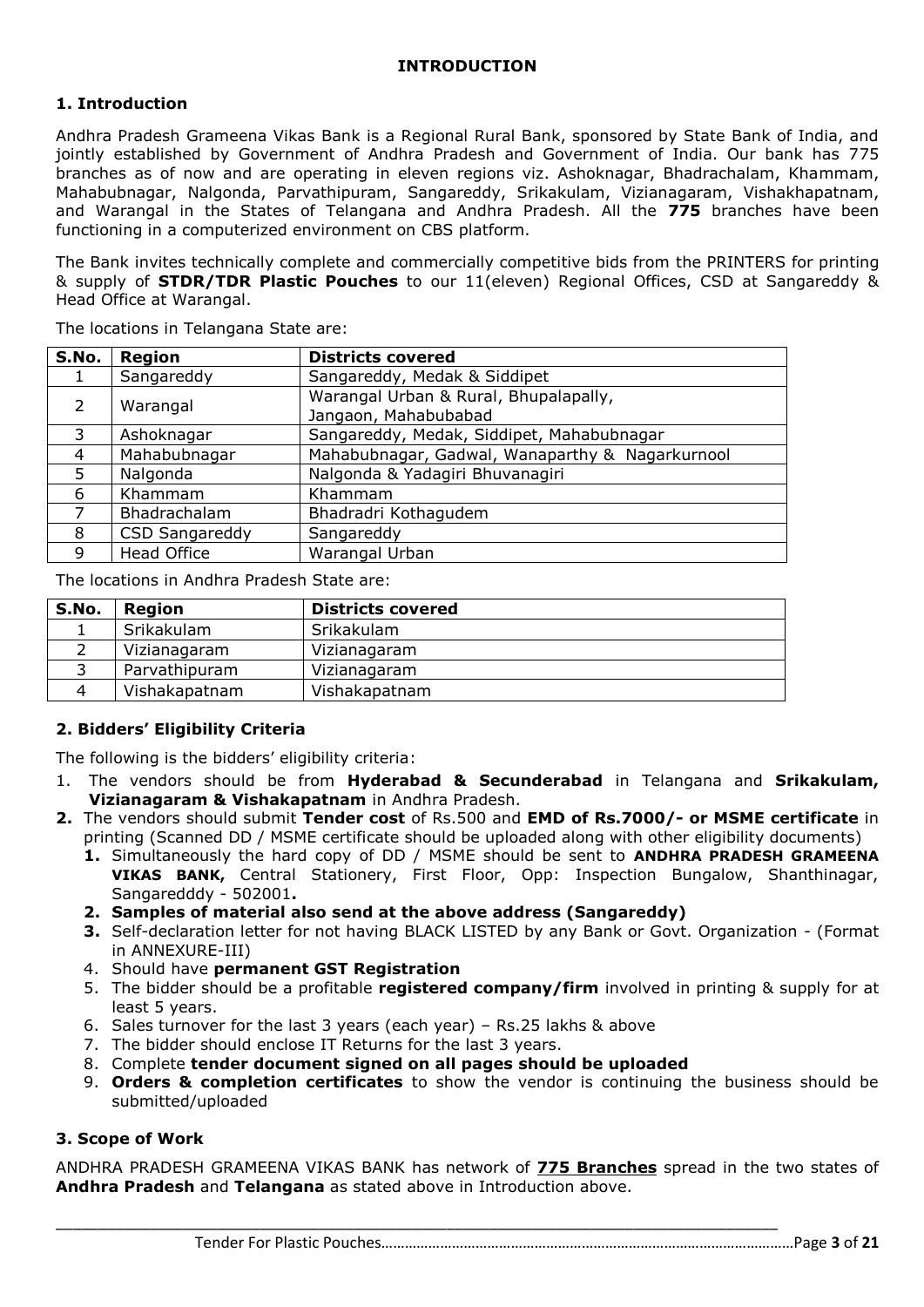# INTRODUCTION

## 1. Introduction

Andhra Pradesh Grameena Vikas Bank is a Regional Rural Bank, sponsored by State Bank of India, and jointly established by Government of Andhra Pradesh and Government of India. Our bank has 775 branches as of now and are operating in eleven regions viz. Ashoknagar, Bhadrachalam, Khammam, Mahabubnagar, Nalgonda, Parvathipuram, Sangareddy, Srikakulam, Vizianagaram, Vishakhapatnam, and Warangal in the States of Telangana and Andhra Pradesh. All the **775** branches have been functioning in a computerized environment on CBS platform.

The Bank invites technically complete and commercially competitive bids from the PRINTERS for printing & supply of **STDR/TDR Plastic Pouches** to our 11(eleven) Regional Offices, CSD at Sangareddy & Head Office at Warangal.

The locations in Telangana State are:

| S.No. | Region | Districts covered |
|---|---|---|
| 1 | Sangareddy | Sangareddy, Medak & Siddipet |
| 2 | Warangal | Warangal Urban & Rural, Bhupalapally, Jangaon, Mahabubabad |
| 3 | Ashoknagar | Sangareddy, Medak, Siddipet, Mahabubnagar |
| 4 | Mahabubnagar | Mahabubnagar, Gadwal, Wanaparthy & Nagarkurnool |
| 5 | Nalgonda | Nalgonda & Yadagiri Bhuvanagiri |
| 6 | Khammam | Khammam |
| 7 | Bhadrachalam | Bhadradri Kothagudem |
| 8 | CSD Sangareddy | Sangareddy |
| 9 | Head Office | Warangal Urban |

The locations in Andhra Pradesh State are:

| S.No. | Region | Districts covered |
|---|---|---|
| 1 | Srikakulam | Srikakulam |
| 2 | Vizianagaram | Vizianagaram |
| 3 | Parvathipuram | Vizianagaram |
| 4 | Vishakapatnam | Vishakapatnam |

## 2. Bidders' Eligibility Criteria

The following is the bidders' eligibility criteria:

1. The vendors should be from **Hyderabad & Secunderabad** in Telangana and **Srikakulam, Vizianagaram & Vishakapatnam** in Andhra Pradesh.
2. The vendors should submit **Tender cost** of Rs.500 and **EMD of Rs.7000/- or MSME certificate** in printing (Scanned DD / MSME certificate should be uploaded along with other eligibility documents)
   1. Simultaneously the hard copy of DD / MSME should be sent to **ANDHRA PRADESH GRAMEENA VIKAS BANK,** Central Stationery, First Floor, Opp: Inspection Bungalow, Shanthinagar, Sangaredddy - 502001**.**
   2. **Samples of material also send at the above address (Sangareddy)**
   3. Self-declaration letter for not having BLACK LISTED by any Bank or Govt. Organization - (Format in ANNEXURE-III)
   4. Should have **permanent GST Registration**
   5. The bidder should be a profitable **registered company/firm** involved in printing & supply for at least 5 years.
   6. Sales turnover for the last 3 years (each year) – Rs.25 lakhs & above
   7. The bidder should enclose IT Returns for the last 3 years.
   8. Complete **tender document signed on all pages should be uploaded**
   9. **Orders & completion certificates** to show the vendor is continuing the business should be submitted/uploaded

## 3. Scope of Work

ANDHRA PRADESH GRAMEENA VIKAS BANK has network of **775 Branches** spread in the two states of **Andhra Pradesh** and **Telangana** as stated above in Introduction above.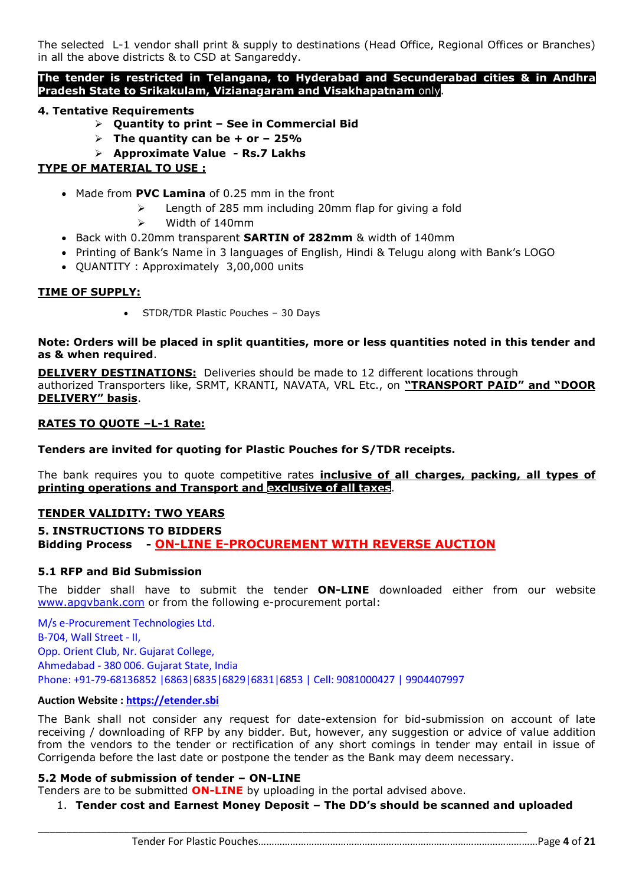The selected L-1 vendor shall print & supply to destinations (Head Office, Regional Offices or Branches) in all the above districts & to CSD at Sangareddy.

**The tender is restricted in Telangana, to Hyderabad and Secunderabad cities & in Andhra Pradesh State to Srikakulam, Vizianagaram and Visakhapatnam** only.

**4. Tentative Requirements**

- **Quantity to print – See in Commercial Bid**
- **The quantity can be + or – 25%**
- **Approximate Value - Rs.7 Lakhs**

**TYPE OF MATERIAL TO USE :**

- Made from **PVC Lamina** of 0.25 mm in the front
  - Length of 285 mm including 20mm flap for giving a fold
  - Width of 140mm
- Back with 0.20mm transparent **SARTIN of 282mm** & width of 140mm
- Printing of Bank's Name in 3 languages of English, Hindi & Telugu along with Bank's LOGO
- QUANTITY : Approximately 3,00,000 units

**TIME OF SUPPLY:**

- STDR/TDR Plastic Pouches – 30 Days

**Note: Orders will be placed in split quantities, more or less quantities noted in this tender and as & when required**.

**DELIVERY DESTINATIONS:** Deliveries should be made to 12 different locations through authorized Transporters like, SRMT, KRANTI, NAVATA, VRL Etc., on **"TRANSPORT PAID" and "DOOR DELIVERY" basis**.

**RATES TO QUOTE –L-1 Rate:**

**Tenders are invited for quoting for Plastic Pouches for S/TDR receipts.**

The bank requires you to quote competitive rates **inclusive of all charges, packing, all types of printing operations and Transport and exclusive of all taxes**.

**TENDER VALIDITY: TWO YEARS**

**5. INSTRUCTIONS TO BIDDERS**

**Bidding Process - ON-LINE E-PROCUREMENT WITH REVERSE AUCTION**

**5.1 RFP and Bid Submission**

The bidder shall have to submit the tender **ON-LINE** downloaded either from our website www.apgvbank.com or from the following e-procurement portal:

M/s e-Procurement Technologies Ltd.
B-704, Wall Street - II,
Opp. Orient Club, Nr. Gujarat College,
Ahmedabad - 380 006. Gujarat State, India
Phone: +91-79-68136852 |6863|6835|6829|6831|6853 | Cell: 9081000427 | 9904407997

**Auction Website : https://etender.sbi**

The Bank shall not consider any request for date-extension for bid-submission on account of late receiving / downloading of RFP by any bidder. But, however, any suggestion or advice of value addition from the vendors to the tender or rectification of any short comings in tender may entail in issue of Corrigenda before the last date or postpone the tender as the Bank may deem necessary.

**5.2 Mode of submission of tender – ON-LINE**

Tenders are to be submitted **ON-LINE** by uploading in the portal advised above.

1. **Tender cost and Earnest Money Deposit – The DD's should be scanned and uploaded**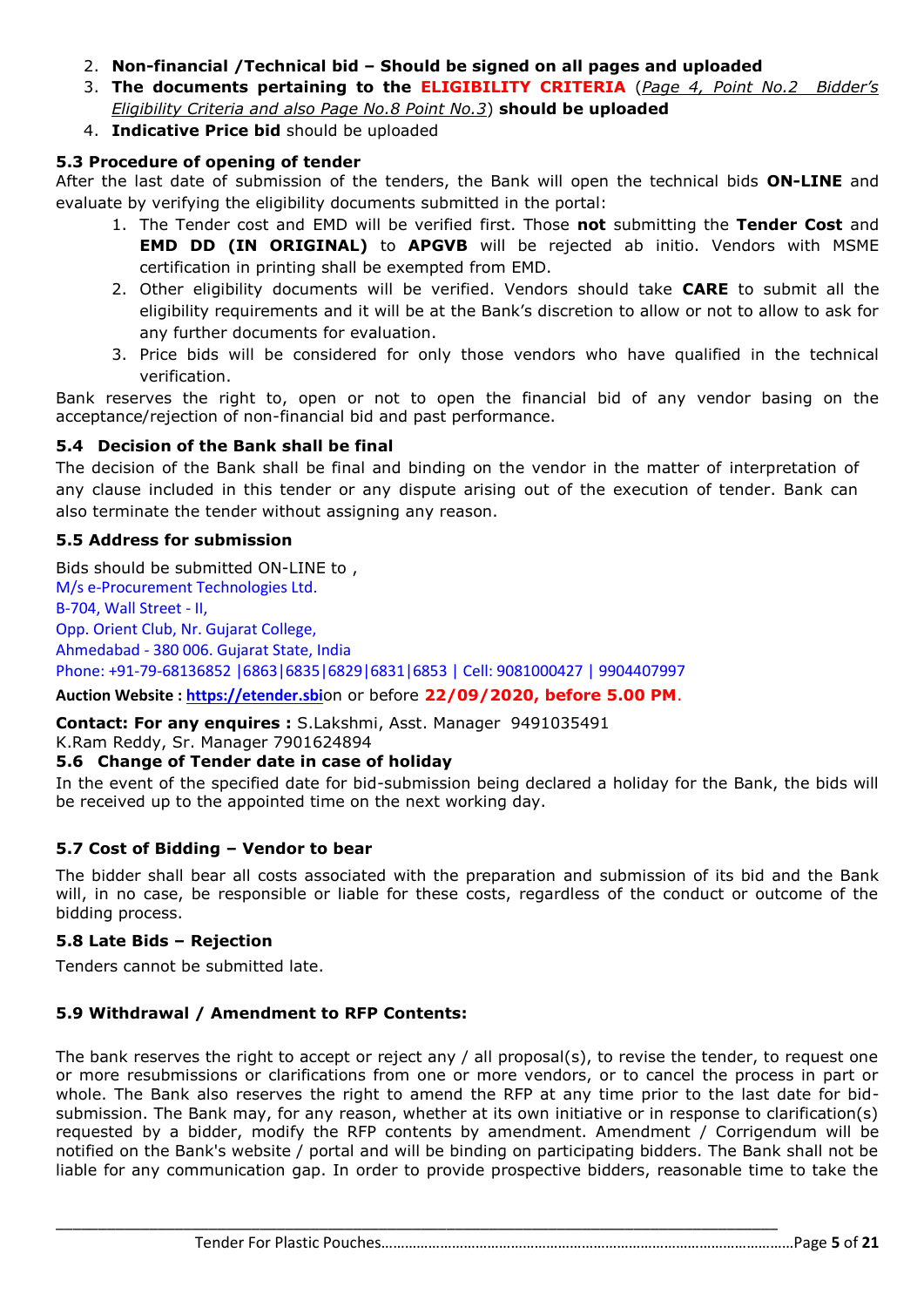2. **Non-financial /Technical bid – Should be signed on all pages and uploaded**
3. **The documents pertaining to the ELIGIBILITY CRITERIA** (*Page 4, Point No.2 Bidder's Eligibility Criteria and also Page No.8 Point No.3*) **should be uploaded**
4. **Indicative Price bid** should be uploaded

### 5.3 Procedure of opening of tender

After the last date of submission of the tenders, the Bank will open the technical bids **ON-LINE** and evaluate by verifying the eligibility documents submitted in the portal:

1. The Tender cost and EMD will be verified first. Those **not** submitting the **Tender Cost** and **EMD DD (IN ORIGINAL)** to **APGVB** will be rejected ab initio. Vendors with MSME certification in printing shall be exempted from EMD.
2. Other eligibility documents will be verified. Vendors should take **CARE** to submit all the eligibility requirements and it will be at the Bank's discretion to allow or not to allow to ask for any further documents for evaluation.
3. Price bids will be considered for only those vendors who have qualified in the technical verification.

Bank reserves the right to, open or not to open the financial bid of any vendor basing on the acceptance/rejection of non-financial bid and past performance.

### 5.4 Decision of the Bank shall be final

The decision of the Bank shall be final and binding on the vendor in the matter of interpretation of any clause included in this tender or any dispute arising out of the execution of tender. Bank can also terminate the tender without assigning any reason.

### 5.5 Address for submission

Bids should be submitted ON-LINE to ,
M/s e-Procurement Technologies Ltd.
B-704, Wall Street - II,
Opp. Orient Club, Nr. Gujarat College,
Ahmedabad - 380 006. Gujarat State, India
Phone: +91-79-68136852 |6863|6835|6829|6831|6853 | Cell: 9081000427 | 9904407997

**Auction Website : https://etender.sbi**on or before **22/09/2020, before 5.00 PM**.

**Contact: For any enquires :** S.Lakshmi, Asst. Manager 9491035491
K.Ram Reddy, Sr. Manager 7901624894

### 5.6 Change of Tender date in case of holiday

In the event of the specified date for bid-submission being declared a holiday for the Bank, the bids will be received up to the appointed time on the next working day.

### 5.7 Cost of Bidding – Vendor to bear

The bidder shall bear all costs associated with the preparation and submission of its bid and the Bank will, in no case, be responsible or liable for these costs, regardless of the conduct or outcome of the bidding process.

### 5.8 Late Bids – Rejection

Tenders cannot be submitted late.

### 5.9 Withdrawal / Amendment to RFP Contents:

The bank reserves the right to accept or reject any / all proposal(s), to revise the tender, to request one or more resubmissions or clarifications from one or more vendors, or to cancel the process in part or whole. The Bank also reserves the right to amend the RFP at any time prior to the last date for bid-submission. The Bank may, for any reason, whether at its own initiative or in response to clarification(s) requested by a bidder, modify the RFP contents by amendment. Amendment / Corrigendum will be notified on the Bank's website / portal and will be binding on participating bidders. The Bank shall not be liable for any communication gap. In order to provide prospective bidders, reasonable time to take the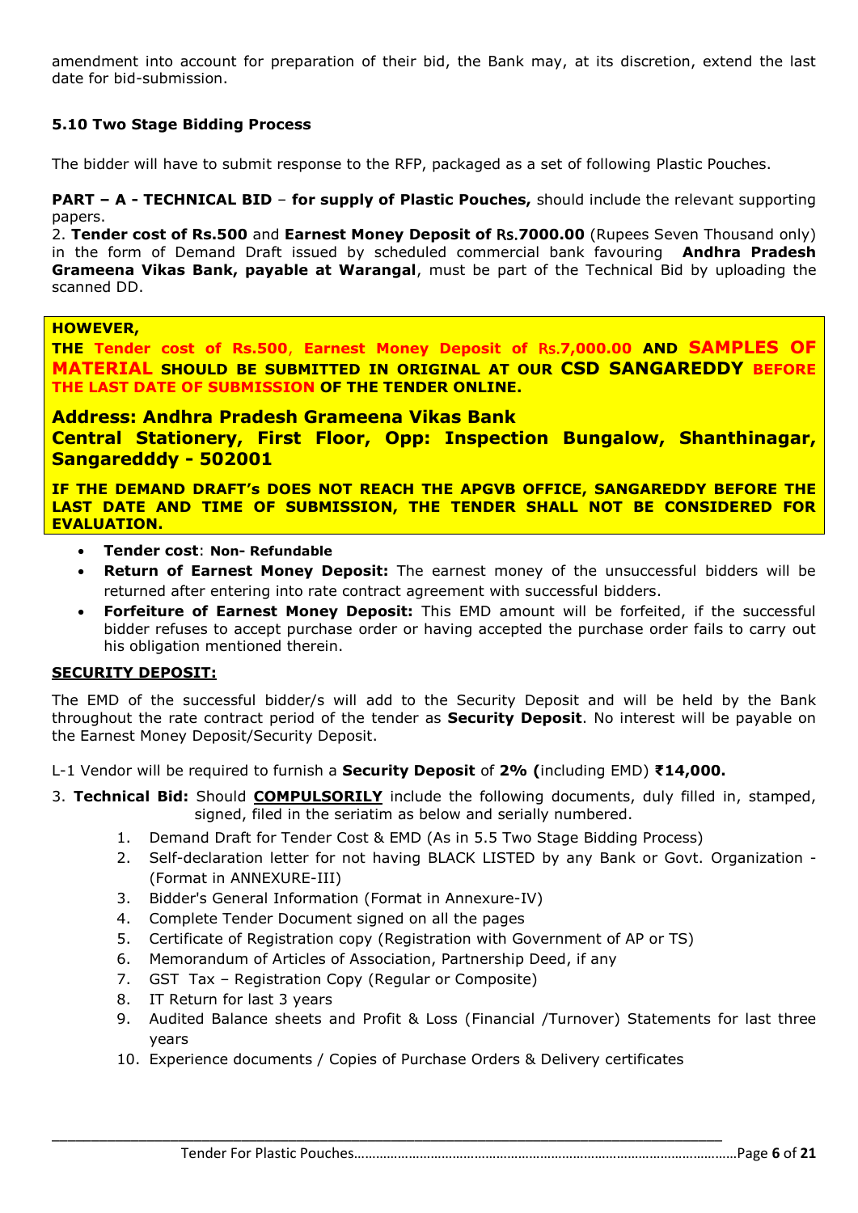amendment into account for preparation of their bid, the Bank may, at its discretion, extend the last date for bid-submission.

### 5.10 Two Stage Bidding Process

The bidder will have to submit response to the RFP, packaged as a set of following Plastic Pouches.

**PART – A - TECHNICAL BID** – **for supply of Plastic Pouches,** should include the relevant supporting papers.

2. **Tender cost of Rs.500** and **Earnest Money Deposit of Rs.7000.00** (Rupees Seven Thousand only) in the form of Demand Draft issued by scheduled commercial bank favouring **Andhra Pradesh Grameena Vikas Bank, payable at Warangal**, must be part of the Technical Bid by uploading the scanned DD.

**HOWEVER,**

**THE Tender cost of Rs.500, Earnest Money Deposit of Rs.7,000.00 AND SAMPLES OF MATERIAL SHOULD BE SUBMITTED IN ORIGINAL AT OUR CSD SANGAREDDY BEFORE THE LAST DATE OF SUBMISSION OF THE TENDER ONLINE.**

**Address: Andhra Pradesh Grameena Vikas Bank**
**Central Stationery, First Floor, Opp: Inspection Bungalow, Shanthinagar, Sangareddy - 502001**

**IF THE DEMAND DRAFT's DOES NOT REACH THE APGVB OFFICE, SANGAREDDY BEFORE THE LAST DATE AND TIME OF SUBMISSION, THE TENDER SHALL NOT BE CONSIDERED FOR EVALUATION.**

- **Tender cost**: **Non- Refundable**
- **Return of Earnest Money Deposit:** The earnest money of the unsuccessful bidders will be returned after entering into rate contract agreement with successful bidders.
- **Forfeiture of Earnest Money Deposit:** This EMD amount will be forfeited, if the successful bidder refuses to accept purchase order or having accepted the purchase order fails to carry out his obligation mentioned therein.

**SECURITY DEPOSIT:**

The EMD of the successful bidder/s will add to the Security Deposit and will be held by the Bank throughout the rate contract period of the tender as **Security Deposit**. No interest will be payable on the Earnest Money Deposit/Security Deposit.

L-1 Vendor will be required to furnish a **Security Deposit** of **2% (**including EMD) **₹14,000.**

3. **Technical Bid:** Should **COMPULSORILY** include the following documents, duly filled in, stamped, signed, filed in the seriatim as below and serially numbered.
    1. Demand Draft for Tender Cost & EMD (As in 5.5 Two Stage Bidding Process)
    2. Self-declaration letter for not having BLACK LISTED by any Bank or Govt. Organization - (Format in ANNEXURE-III)
    3. Bidder's General Information (Format in Annexure-IV)
    4. Complete Tender Document signed on all the pages
    5. Certificate of Registration copy (Registration with Government of AP or TS)
    6. Memorandum of Articles of Association, Partnership Deed, if any
    7. GST Tax – Registration Copy (Regular or Composite)
    8. IT Return for last 3 years
    9. Audited Balance sheets and Profit & Loss (Financial /Turnover) Statements for last three years
    10. Experience documents / Copies of Purchase Orders & Delivery certificates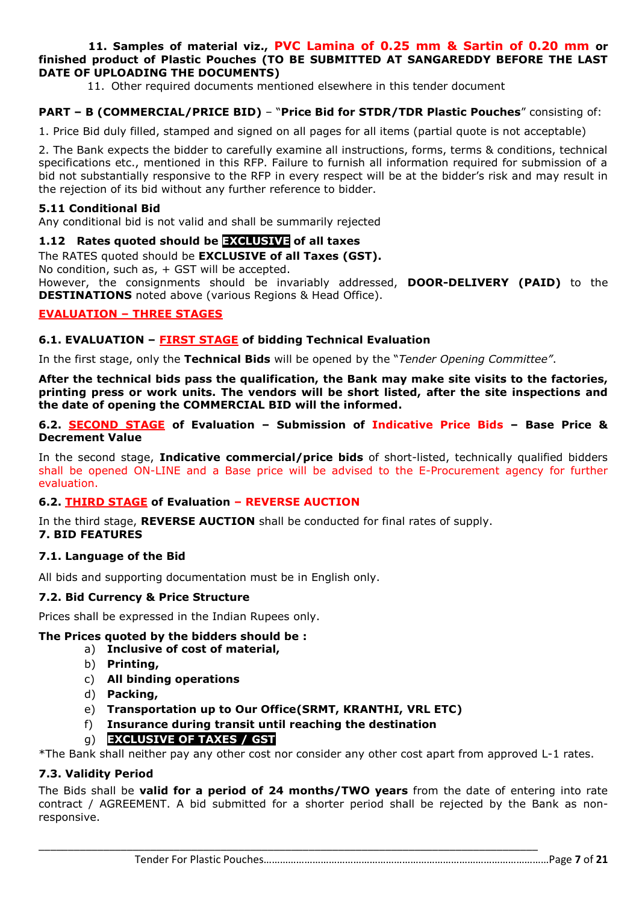**11. Samples of material viz., PVC Lamina of 0.25 mm & Sartin of 0.20 mm or finished product of Plastic Pouches (TO BE SUBMITTED AT SANGAREDDY BEFORE THE LAST DATE OF UPLOADING THE DOCUMENTS)**

11. Other required documents mentioned elsewhere in this tender document

**PART – B (COMMERCIAL/PRICE BID)** – "**Price Bid for STDR/TDR Plastic Pouches**" consisting of:

1. Price Bid duly filled, stamped and signed on all pages for all items (partial quote is not acceptable)

2. The Bank expects the bidder to carefully examine all instructions, forms, terms & conditions, technical specifications etc., mentioned in this RFP. Failure to furnish all information required for submission of a bid not substantially responsive to the RFP in every respect will be at the bidder's risk and may result in the rejection of its bid without any further reference to bidder.

### 5.11 Conditional Bid

Any conditional bid is not valid and shall be summarily rejected

### 1.12 Rates quoted should be EXCLUSIVE of all taxes

The RATES quoted should be **EXCLUSIVE of all Taxes (GST).**
No condition, such as, + GST will be accepted.
However, the consignments should be invariably addressed, **DOOR-DELIVERY (PAID)** to the **DESTINATIONS** noted above (various Regions & Head Office).

**EVALUATION – THREE STAGES**

### 6.1. EVALUATION – FIRST STAGE of bidding Technical Evaluation

In the first stage, only the **Technical Bids** will be opened by the "*Tender Opening Committee"*.

**After the technical bids pass the qualification, the Bank may make site visits to the factories, printing press or work units. The vendors will be short listed, after the site inspections and the date of opening the COMMERCIAL BID will the informed.**

### 6.2. SECOND STAGE of Evaluation – Submission of Indicative Price Bids – Base Price & Decrement Value

In the second stage, **Indicative commercial/price bids** of short-listed, technically qualified bidders shall be opened ON-LINE and a Base price will be advised to the E-Procurement agency for further evaluation.

### 6.2. THIRD STAGE of Evaluation – REVERSE AUCTION

In the third stage, **REVERSE AUCTION** shall be conducted for final rates of supply.

## 7. BID FEATURES

### 7.1. Language of the Bid

All bids and supporting documentation must be in English only.

### 7.2. Bid Currency & Price Structure

Prices shall be expressed in the Indian Rupees only.

**The Prices quoted by the bidders should be :**

a) **Inclusive of cost of material,**
b) **Printing,**
c) **All binding operations**
d) **Packing,**
e) **Transportation up to Our Office(SRMT, KRANTHI, VRL ETC)**
f) **Insurance during transit until reaching the destination**
g) **EXCLUSIVE OF TAXES / GST**

*The Bank shall neither pay any other cost nor consider any other cost apart from approved L-1 rates.

### 7.3. Validity Period

The Bids shall be **valid for a period of 24 months/TWO years** from the date of entering into rate contract / AGREEMENT. A bid submitted for a shorter period shall be rejected by the Bank as non-responsive.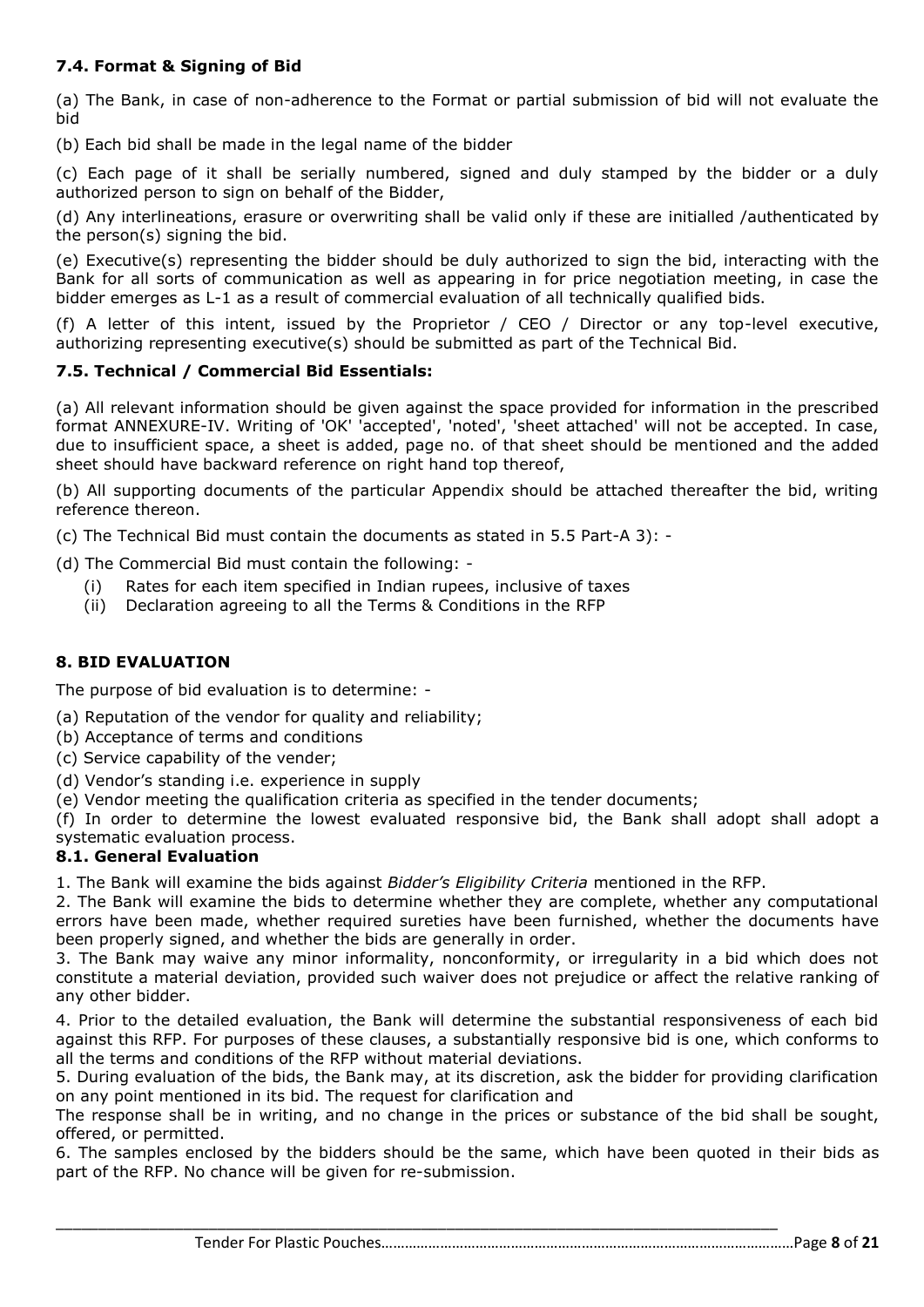### 7.4. Format & Signing of Bid

(a) The Bank, in case of non-adherence to the Format or partial submission of bid will not evaluate the bid

(b) Each bid shall be made in the legal name of the bidder

(c) Each page of it shall be serially numbered, signed and duly stamped by the bidder or a duly authorized person to sign on behalf of the Bidder,

(d) Any interlineations, erasure or overwriting shall be valid only if these are initialled /authenticated by the person(s) signing the bid.

(e) Executive(s) representing the bidder should be duly authorized to sign the bid, interacting with the Bank for all sorts of communication as well as appearing in for price negotiation meeting, in case the bidder emerges as L-1 as a result of commercial evaluation of all technically qualified bids.

(f) A letter of this intent, issued by the Proprietor / CEO / Director or any top-level executive, authorizing representing executive(s) should be submitted as part of the Technical Bid.

### 7.5. Technical / Commercial Bid Essentials:

(a) All relevant information should be given against the space provided for information in the prescribed format ANNEXURE-IV. Writing of 'OK' 'accepted', 'noted', 'sheet attached' will not be accepted. In case, due to insufficient space, a sheet is added, page no. of that sheet should be mentioned and the added sheet should have backward reference on right hand top thereof,

(b) All supporting documents of the particular Appendix should be attached thereafter the bid, writing reference thereon.

(c) The Technical Bid must contain the documents as stated in 5.5 Part-A 3): -

(d) The Commercial Bid must contain the following: -

(i) Rates for each item specified in Indian rupees, inclusive of taxes
(ii) Declaration agreeing to all the Terms & Conditions in the RFP

## 8. BID EVALUATION

The purpose of bid evaluation is to determine: -

(a) Reputation of the vendor for quality and reliability;
(b) Acceptance of terms and conditions
(c) Service capability of the vender;
(d) Vendor's standing i.e. experience in supply
(e) Vendor meeting the qualification criteria as specified in the tender documents;
(f) In order to determine the lowest evaluated responsive bid, the Bank shall adopt shall adopt a systematic evaluation process.

### 8.1. General Evaluation

1. The Bank will examine the bids against *Bidder's Eligibility Criteria* mentioned in the RFP.
2. The Bank will examine the bids to determine whether they are complete, whether any computational errors have been made, whether required sureties have been furnished, whether the documents have been properly signed, and whether the bids are generally in order.
3. The Bank may waive any minor informality, nonconformity, or irregularity in a bid which does not constitute a material deviation, provided such waiver does not prejudice or affect the relative ranking of any other bidder.
4. Prior to the detailed evaluation, the Bank will determine the substantial responsiveness of each bid against this RFP. For purposes of these clauses, a substantially responsive bid is one, which conforms to all the terms and conditions of the RFP without material deviations.
5. During evaluation of the bids, the Bank may, at its discretion, ask the bidder for providing clarification on any point mentioned in its bid. The request for clarification and
The response shall be in writing, and no change in the prices or substance of the bid shall be sought, offered, or permitted.
6. The samples enclosed by the bidders should be the same, which have been quoted in their bids as part of the RFP. No chance will be given for re-submission.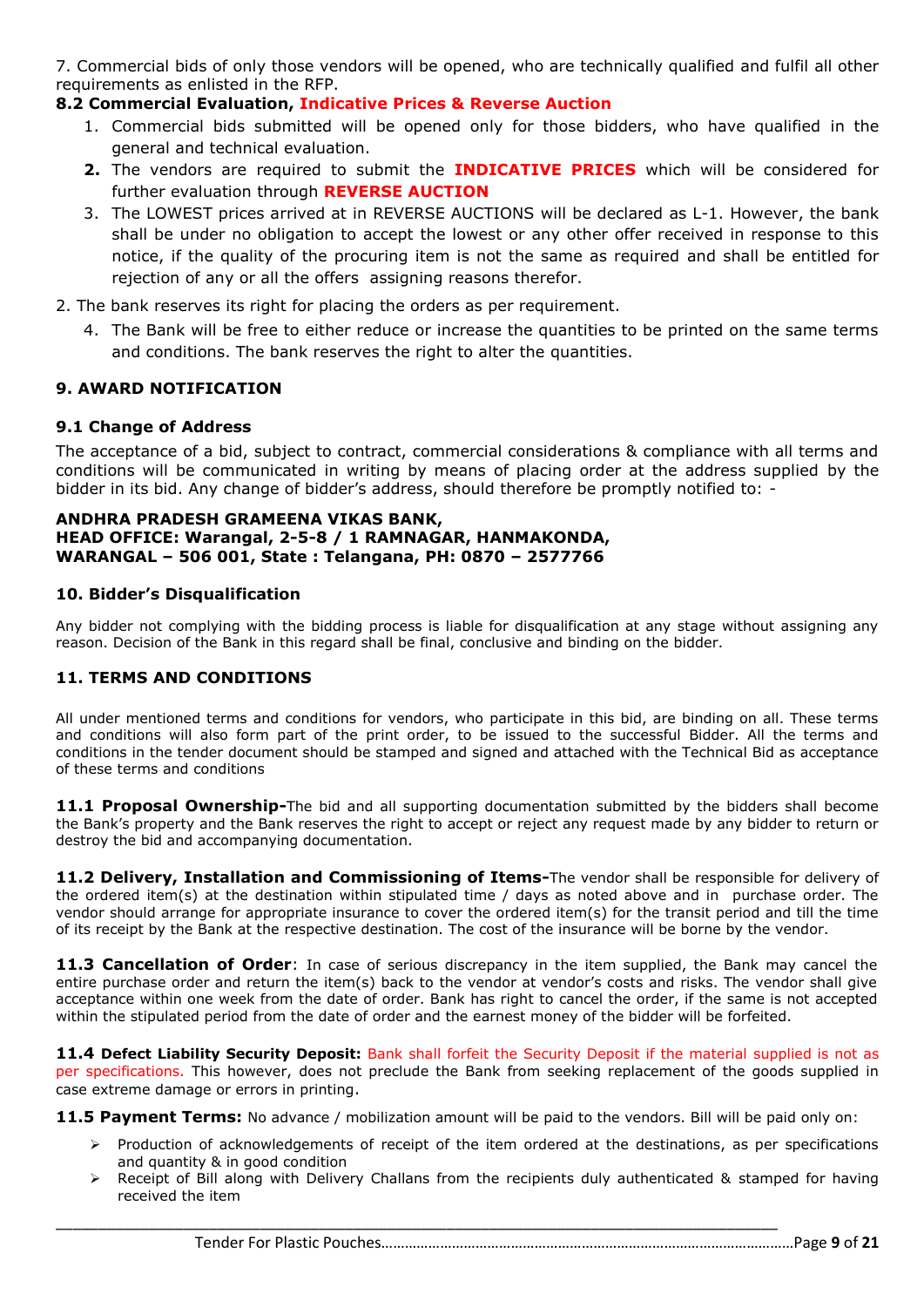7. Commercial bids of only those vendors will be opened, who are technically qualified and fulfil all other requirements as enlisted in the RFP.

**8.2 Commercial Evaluation, Indicative Prices & Reverse Auction**

1. Commercial bids submitted will be opened only for those bidders, who have qualified in the general and technical evaluation.
2. The vendors are required to submit the **INDICATIVE PRICES** which will be considered for further evaluation through **REVERSE AUCTION**
3. The LOWEST prices arrived at in REVERSE AUCTIONS will be declared as L-1. However, the bank shall be under no obligation to accept the lowest or any other offer received in response to this notice, if the quality of the procuring item is not the same as required and shall be entitled for rejection of any or all the offers assigning reasons therefor.

2. The bank reserves its right for placing the orders as per requirement.

4. The Bank will be free to either reduce or increase the quantities to be printed on the same terms and conditions. The bank reserves the right to alter the quantities.

### 9. AWARD NOTIFICATION

#### 9.1 Change of Address

The acceptance of a bid, subject to contract, commercial considerations & compliance with all terms and conditions will be communicated in writing by means of placing order at the address supplied by the bidder in its bid. Any change of bidder's address, should therefore be promptly notified to: -

**ANDHRA PRADESH GRAMEENA VIKAS BANK,**
**HEAD OFFICE: Warangal, 2-5-8 / 1 RAMNAGAR, HANMAKONDA,**
**WARANGAL – 506 001, State : Telangana, PH: 0870 – 2577766**

### 10. Bidder's Disqualification

Any bidder not complying with the bidding process is liable for disqualification at any stage without assigning any reason. Decision of the Bank in this regard shall be final, conclusive and binding on the bidder.

### 11. TERMS AND CONDITIONS

All under mentioned terms and conditions for vendors, who participate in this bid, are binding on all. These terms and conditions will also form part of the print order, to be issued to the successful Bidder. All the terms and conditions in the tender document should be stamped and signed and attached with the Technical Bid as acceptance of these terms and conditions

**11.1 Proposal Ownership-**The bid and all supporting documentation submitted by the bidders shall become the Bank's property and the Bank reserves the right to accept or reject any request made by any bidder to return or destroy the bid and accompanying documentation.

**11.2 Delivery, Installation and Commissioning of Items-**The vendor shall be responsible for delivery of the ordered item(s) at the destination within stipulated time / days as noted above and in purchase order. The vendor should arrange for appropriate insurance to cover the ordered item(s) for the transit period and till the time of its receipt by the Bank at the respective destination. The cost of the insurance will be borne by the vendor.

**11.3 Cancellation of Order**: In case of serious discrepancy in the item supplied, the Bank may cancel the entire purchase order and return the item(s) back to the vendor at vendor's costs and risks. The vendor shall give acceptance within one week from the date of order. Bank has right to cancel the order, if the same is not accepted within the stipulated period from the date of order and the earnest money of the bidder will be forfeited.

**11.4 Defect Liability Security Deposit:** Bank shall forfeit the Security Deposit if the material supplied is not as per specifications. This however, does not preclude the Bank from seeking replacement of the goods supplied in case extreme damage or errors in printing.

**11.5 Payment Terms:** No advance / mobilization amount will be paid to the vendors. Bill will be paid only on:

- Production of acknowledgements of receipt of the item ordered at the destinations, as per specifications and quantity & in good condition
- Receipt of Bill along with Delivery Challans from the recipients duly authenticated & stamped for having received the item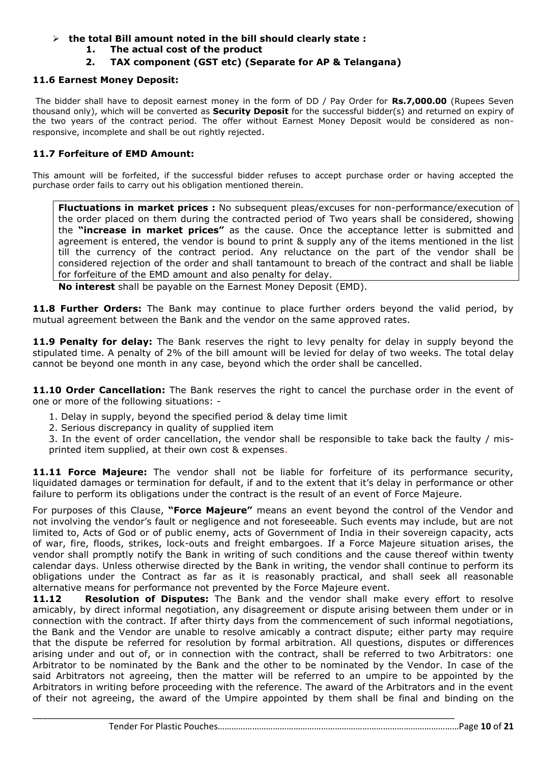- **the total Bill amount noted in the bill should clearly state :**
    1. **The actual cost of the product**
    2. **TAX component (GST etc) (Separate for AP & Telangana)**

### 11.6 Earnest Money Deposit:

The bidder shall have to deposit earnest money in the form of DD / Pay Order for **Rs.7,000.00** (Rupees Seven thousand only), which will be converted as **Security Deposit** for the successful bidder(s) and returned on expiry of the two years of the contract period. The offer without Earnest Money Deposit would be considered as non-responsive, incomplete and shall be out rightly rejected.

### 11.7 Forfeiture of EMD Amount:

This amount will be forfeited, if the successful bidder refuses to accept purchase order or having accepted the purchase order fails to carry out his obligation mentioned therein.

**Fluctuations in market prices :** No subsequent pleas/excuses for non-performance/execution of the order placed on them during the contracted period of Two years shall be considered, showing the **"increase in market prices"** as the cause. Once the acceptance letter is submitted and agreement is entered, the vendor is bound to print & supply any of the items mentioned in the list till the currency of the contract period. Any reluctance on the part of the vendor shall be considered rejection of the order and shall tantamount to breach of the contract and shall be liable for forfeiture of the EMD amount and also penalty for delay.

**No interest** shall be payable on the Earnest Money Deposit (EMD).

**11.8 Further Orders:** The Bank may continue to place further orders beyond the valid period, by mutual agreement between the Bank and the vendor on the same approved rates.

**11.9 Penalty for delay:** The Bank reserves the right to levy penalty for delay in supply beyond the stipulated time. A penalty of 2% of the bill amount will be levied for delay of two weeks. The total delay cannot be beyond one month in any case, beyond which the order shall be cancelled.

**11.10 Order Cancellation:** The Bank reserves the right to cancel the purchase order in the event of one or more of the following situations: -

1. Delay in supply, beyond the specified period & delay time limit
2. Serious discrepancy in quality of supplied item
3. In the event of order cancellation, the vendor shall be responsible to take back the faulty / mis-printed item supplied, at their own cost & expenses.

**11.11 Force Majeure:** The vendor shall not be liable for forfeiture of its performance security, liquidated damages or termination for default, if and to the extent that it's delay in performance or other failure to perform its obligations under the contract is the result of an event of Force Majeure.

For purposes of this Clause, **"Force Majeure"** means an event beyond the control of the Vendor and not involving the vendor's fault or negligence and not foreseeable. Such events may include, but are not limited to, Acts of God or of public enemy, acts of Government of India in their sovereign capacity, acts of war, fire, floods, strikes, lock-outs and freight embargoes. If a Force Majeure situation arises, the vendor shall promptly notify the Bank in writing of such conditions and the cause thereof within twenty calendar days. Unless otherwise directed by the Bank in writing, the vendor shall continue to perform its obligations under the Contract as far as it is reasonably practical, and shall seek all reasonable alternative means for performance not prevented by the Force Majeure event.

**11.12 Resolution of Disputes:** The Bank and the vendor shall make every effort to resolve amicably, by direct informal negotiation, any disagreement or dispute arising between them under or in connection with the contract. If after thirty days from the commencement of such informal negotiations, the Bank and the Vendor are unable to resolve amicably a contract dispute; either party may require that the dispute be referred for resolution by formal arbitration. All questions, disputes or differences arising under and out of, or in connection with the contract, shall be referred to two Arbitrators: one Arbitrator to be nominated by the Bank and the other to be nominated by the Vendor. In case of the said Arbitrators not agreeing, then the matter will be referred to an umpire to be appointed by the Arbitrators in writing before proceeding with the reference. The award of the Arbitrators and in the event of their not agreeing, the award of the Umpire appointed by them shall be final and binding on the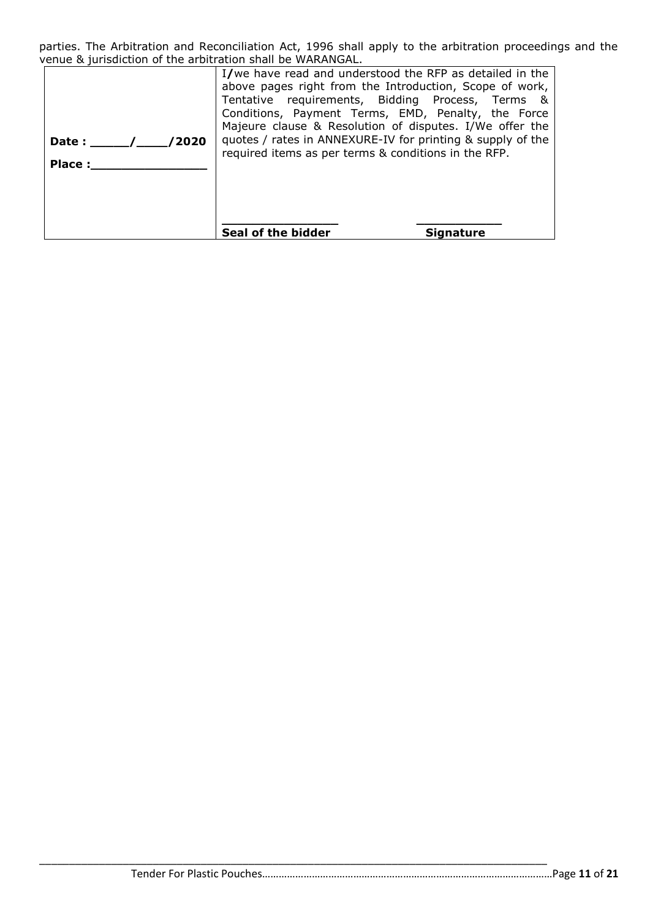parties. The Arbitration and Reconciliation Act, 1996 shall apply to the arbitration proceedings and the venue & jurisdiction of the arbitration shall be WARANGAL.

| | |
|---|---|
| **Date : \_\_\_\_\_/\_\_\_\_/2020**<br><br>**Place :\_\_\_\_\_\_\_\_\_\_\_\_\_\_\_** | I/we have read and understood the RFP as detailed in the above pages right from the Introduction, Scope of work, Tentative requirements, Bidding Process, Terms & Conditions, Payment Terms, EMD, Penalty, the Force Majeure clause & Resolution of disputes. I/We offer the quotes / rates in ANNEXURE-IV for printing & supply of the required items as per terms & conditions in the RFP.<br><br>**\_\_\_\_\_\_\_\_\_\_\_\_\_\_\_\_**          **\_\_\_\_\_\_\_\_\_\_\_\_**<br>**Seal of the bidder**          **Signature** |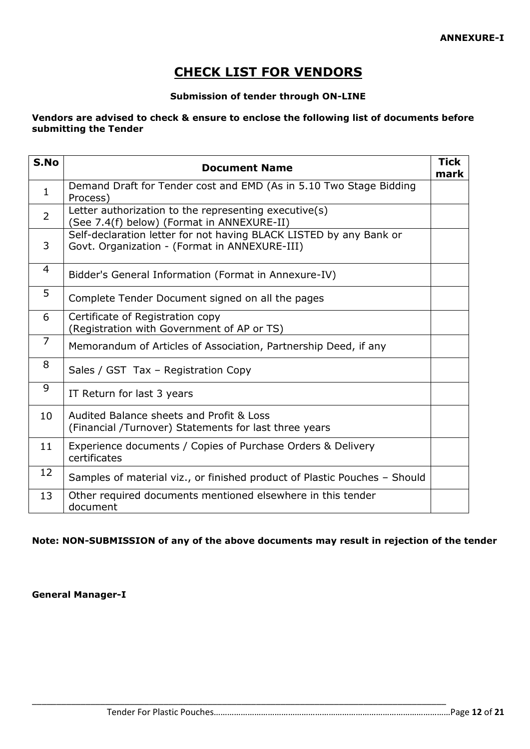**ANNEXURE-I**

# CHECK LIST FOR VENDORS

**Submission of tender through ON-LINE**

**Vendors are advised to check & ensure to enclose the following list of documents before submitting the Tender**

| S.No | Document Name | Tick mark |
|---|---|---|
| 1 | Demand Draft for Tender cost and EMD (As in 5.10 Two Stage Bidding Process) | |
| 2 | Letter authorization to the representing executive(s) (See 7.4(f) below) (Format in ANNEXURE-II) | |
| 3 | Self-declaration letter for not having BLACK LISTED by any Bank or Govt. Organization - (Format in ANNEXURE-III) | |
| 4 | Bidder's General Information (Format in Annexure-IV) | |
| 5 | Complete Tender Document signed on all the pages | |
| 6 | Certificate of Registration copy (Registration with Government of AP or TS) | |
| 7 | Memorandum of Articles of Association, Partnership Deed, if any | |
| 8 | Sales / GST Tax – Registration Copy | |
| 9 | IT Return for last 3 years | |
| 10 | Audited Balance sheets and Profit & Loss (Financial /Turnover) Statements for last three years | |
| 11 | Experience documents / Copies of Purchase Orders & Delivery certificates | |
| 12 | Samples of material viz., or finished product of Plastic Pouches – Should | |
| 13 | Other required documents mentioned elsewhere in this tender document | |

**Note: NON-SUBMISSION of any of the above documents may result in rejection of the tender**

**General Manager-I**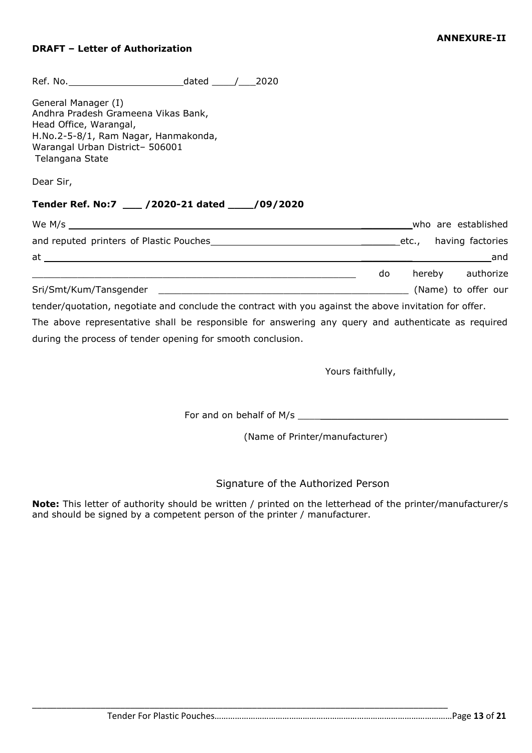**ANNEXURE-II**

**DRAFT – Letter of Authorization**

Ref. No.____________________dated ____/___2020

General Manager (I)
Andhra Pradesh Grameena Vikas Bank,
Head Office, Warangal,
H.No.2-5-8/1, Ram Nagar, Hanmakonda,
Warangal Urban District– 506001
Telangana State

Dear Sir,

**Tender Ref. No:7 ___ /2020-21 dated ____/09/2020**

We M/s ____________________________________________________________who are established and reputed printers of Plastic Pouches_________________________________etc., having factories at ______________________________________________________________________and ___________________________________________________________ do hereby authorize Sri/Smt/Kum/Tansgender _____________________________________________ (Name) to offer our tender/quotation, negotiate and conclude the contract with you against the above invitation for offer.
The above representative shall be responsible for answering any query and authenticate as required during the process of tender opening for smooth conclusion.

Yours faithfully,

For and on behalf of M/s ____________________________________

(Name of Printer/manufacturer)

Signature of the Authorized Person

**Note:** This letter of authority should be written / printed on the letterhead of the printer/manufacturer/s and should be signed by a competent person of the printer / manufacturer.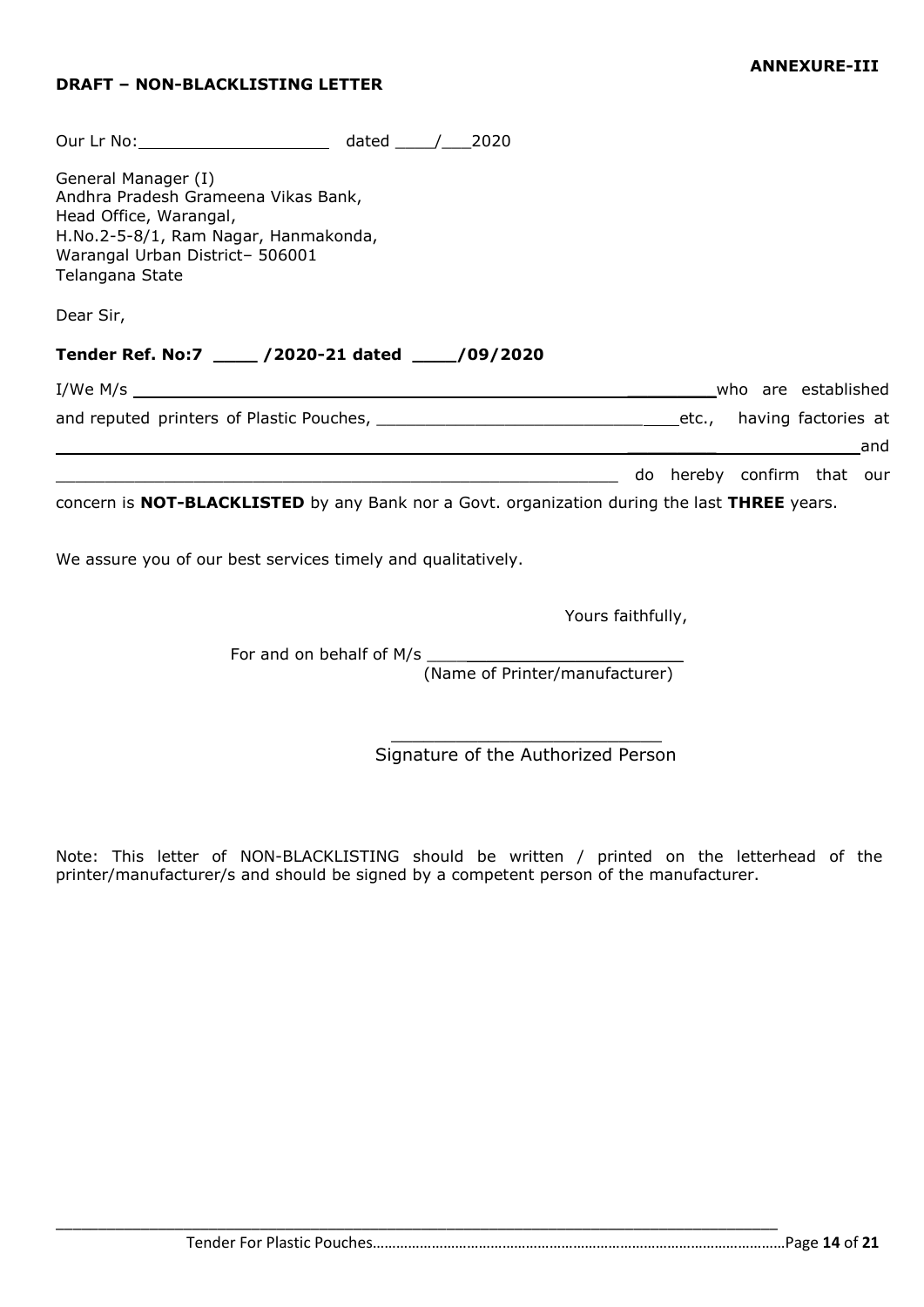**ANNEXURE-III**

**DRAFT – NON-BLACKLISTING LETTER**

Our Lr No: ____________________ dated ____/___2020

General Manager (I)
Andhra Pradesh Grameena Vikas Bank,
Head Office, Warangal,
H.No.2-5-8/1, Ram Nagar, Hanmakonda,
Warangal Urban District– 506001
Telangana State

Dear Sir,

**Tender Ref. No:7 ____ /2020-21 dated ____/09/2020**

I/We M/s ________________________________________________________________ who are established and reputed printers of Plastic Pouches, ________________________________ etc., having factories at ______________________________________________________________________________ and ____________________________________________________________ do hereby confirm that our concern is **NOT-BLACKLISTED** by any Bank nor a Govt. organization during the last **THREE** years.

We assure you of our best services timely and qualitatively.

Yours faithfully,

For and on behalf of M/s __________________________
(Name of Printer/manufacturer)

__________________________
Signature of the Authorized Person

Note: This letter of NON-BLACKLISTING should be written / printed on the letterhead of the printer/manufacturer/s and should be signed by a competent person of the manufacturer.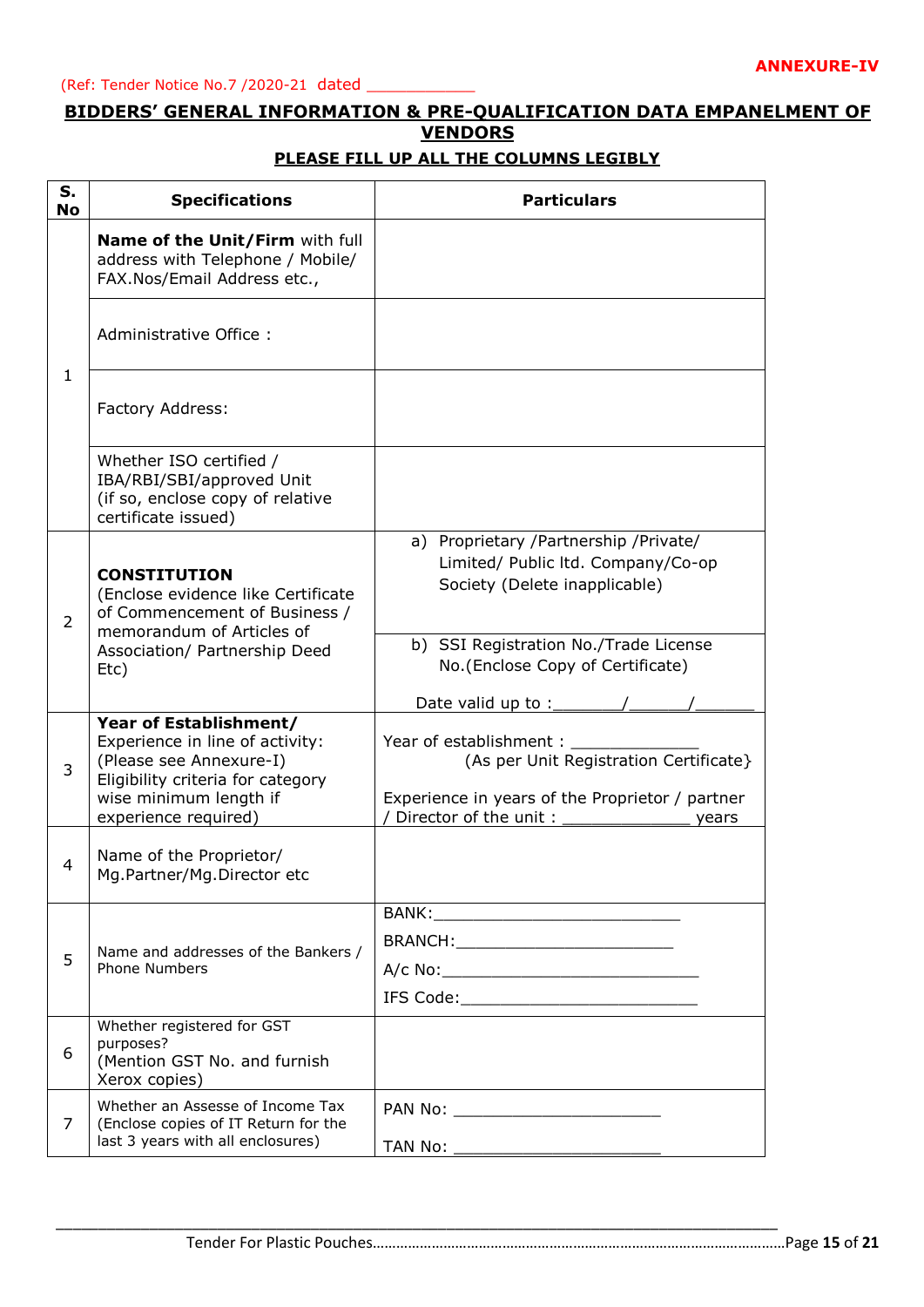**ANNEXURE-IV**

(Ref: Tender Notice No.7 /2020-21 dated ___________

## BIDDERS' GENERAL INFORMATION & PRE-QUALIFICATION DATA EMPANELMENT OF VENDORS

**PLEASE FILL UP ALL THE COLUMNS LEGIBLY**

| S. No | Specifications | Particulars |
|---|---|---|
| 1 | **Name of the Unit/Firm** with full address with Telephone / Mobile/ FAX.Nos/Email Address etc., | |
| | Administrative Office : | |
| | Factory Address: | |
| | Whether ISO certified / IBA/RBI/SBI/approved Unit (if so, enclose copy of relative certificate issued) | |
| 2 | **CONSTITUTION** (Enclose evidence like Certificate of Commencement of Business / memorandum of Articles of Association/ Partnership Deed Etc) | a) Proprietary /Partnership /Private/ Limited/ Public ltd. Company/Co-op Society (Delete inapplicable) |
| | | b) SSI Registration No./Trade License No.(Enclose Copy of Certificate)<br><br>Date valid up to :_______/______/______ |
| 3 | **Year of Establishment/** Experience in line of activity: (Please see Annexure-I) Eligibility criteria for category wise minimum length if experience required) | Year of establishment : _____________ (As per Unit Registration Certificate}<br><br>Experience in years of the Proprietor / partner / Director of the unit : _____________ years |
| 4 | Name of the Proprietor/ Mg.Partner/Mg.Director etc | |
| 5 | Name and addresses of the Bankers / Phone Numbers | BANK:_________________________<br>BRANCH:______________________<br>A/c No:__________________________<br>IFS Code:________________________ |
| 6 | Whether registered for GST purposes? (Mention GST No. and furnish Xerox copies) | |
| 7 | Whether an Assesse of Income Tax (Enclose copies of IT Return for the last 3 years with all enclosures) | PAN No: ______________________<br><br>TAN No: ______________________ |

Tender For Plastic Pouches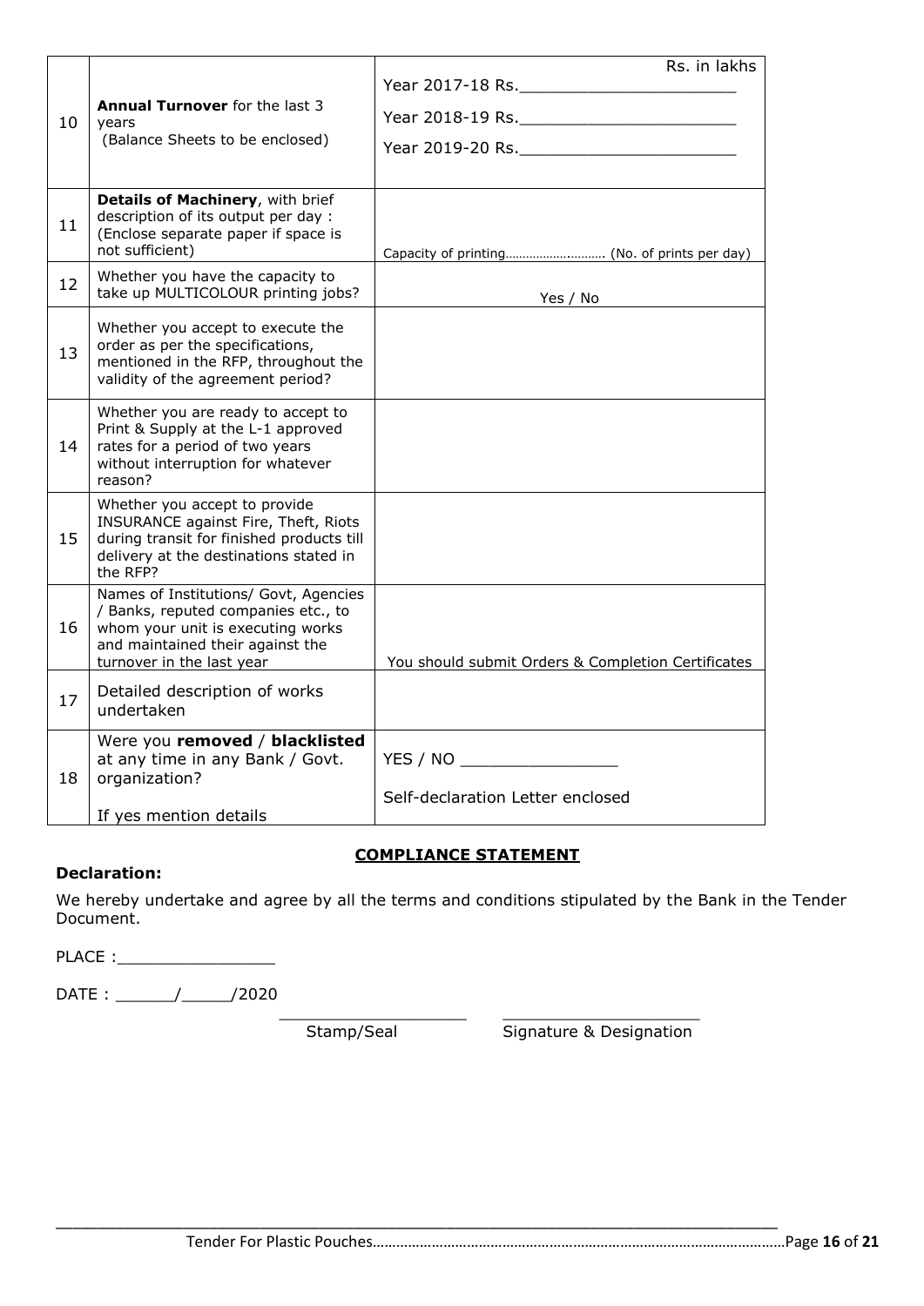| | | |
|---|---|---|
| 10 | **Annual Turnover** for the last 3 years (Balance Sheets to be enclosed) | Rs. in lakhs<br>Year 2017-18 Rs.______________________<br>Year 2018-19 Rs.______________________<br>Year 2019-20 Rs.______________________ |
| 11 | **Details of Machinery**, with brief description of its output per day : (Enclose separate paper if space is not sufficient) | Capacity of printing……………………….. (No. of prints per day) |
| 12 | Whether you have the capacity to take up MULTICOLOUR printing jobs? | Yes / No |
| 13 | Whether you accept to execute the order as per the specifications, mentioned in the RFP, throughout the validity of the agreement period? | |
| 14 | Whether you are ready to accept to Print & Supply at the L-1 approved rates for a period of two years without interruption for whatever reason? | |
| 15 | Whether you accept to provide INSURANCE against Fire, Theft, Riots during transit for finished products till delivery at the destinations stated in the RFP? | |
| 16 | Names of Institutions/ Govt, Agencies / Banks, reputed companies etc., to whom your unit is executing works and maintained their against the turnover in the last year | You should submit Orders & Completion Certificates |
| 17 | Detailed description of works undertaken | |
| 18 | Were you **removed** / **blacklisted** at any time in any Bank / Govt. organization?<br><br>If yes mention details | YES / NO ________________<br><br>Self-declaration Letter enclosed |

## COMPLIANCE STATEMENT

**Declaration:**

We hereby undertake and agree by all the terms and conditions stipulated by the Bank in the Tender Document.

PLACE :________________

DATE : ______/_____/2020

___________________ ____________________

Stamp/Seal Signature & Designation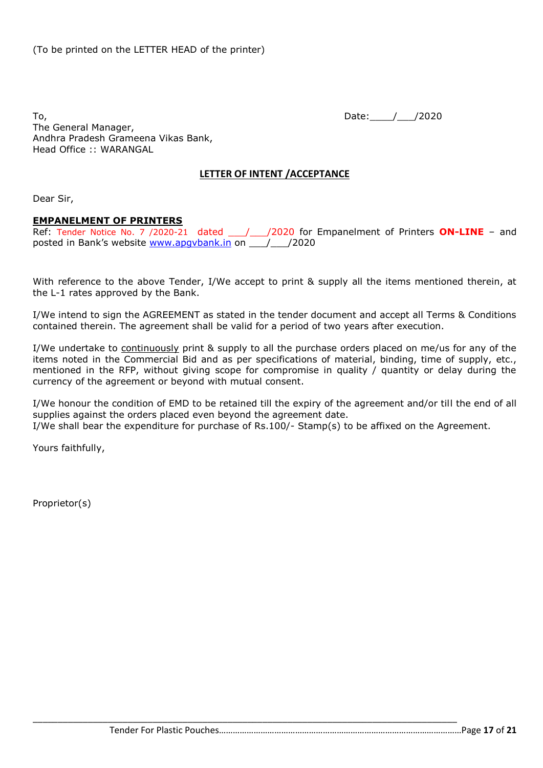(To be printed on the LETTER HEAD of the printer)

To,
The General Manager,
Andhra Pradesh Grameena Vikas Bank,
Head Office :: WARANGAL

Date:____/___/2020

## LETTER OF INTENT /ACCEPTANCE

Dear Sir,

**EMPANELMENT OF PRINTERS**

Ref: Tender Notice No. 7 /2020-21 dated ___/___/2020 for Empanelment of Printers **ON-LINE** – and posted in Bank's website www.apgvbank.in on ___/___/2020

With reference to the above Tender, I/We accept to print & supply all the items mentioned therein, at the L-1 rates approved by the Bank.

I/We intend to sign the AGREEMENT as stated in the tender document and accept all Terms & Conditions contained therein. The agreement shall be valid for a period of two years after execution.

I/We undertake to continuously print & supply to all the purchase orders placed on me/us for any of the items noted in the Commercial Bid and as per specifications of material, binding, time of supply, etc., mentioned in the RFP, without giving scope for compromise in quality / quantity or delay during the currency of the agreement or beyond with mutual consent.

I/We honour the condition of EMD to be retained till the expiry of the agreement and/or till the end of all supplies against the orders placed even beyond the agreement date.
I/We shall bear the expenditure for purchase of Rs.100/- Stamp(s) to be affixed on the Agreement.

Yours faithfully,

Proprietor(s)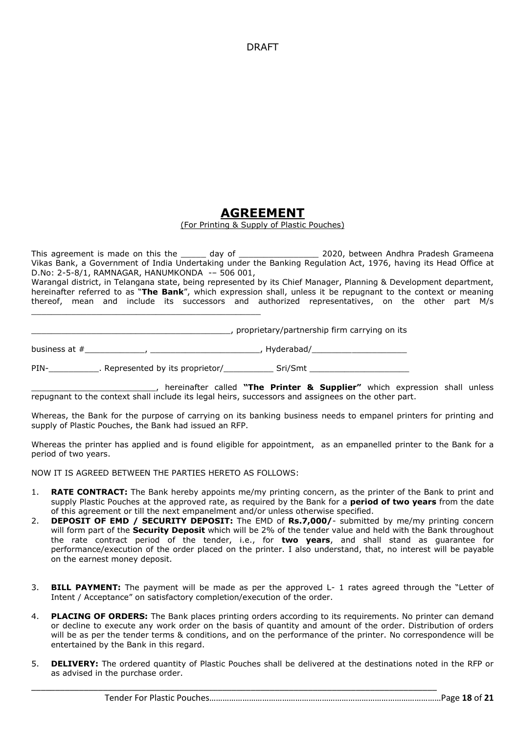DRAFT

# AGREEMENT

(For Printing & Supply of Plastic Pouches)

This agreement is made on this the _____ day of ________________ 2020, between Andhra Pradesh Grameena Vikas Bank, a Government of India Undertaking under the Banking Regulation Act, 1976, having its Head Office at D.No: 2-5-8/1, RAMNAGAR, HANUMKONDA -– 506 001,
Warangal district, in Telangana state, being represented by its Chief Manager, Planning & Development department, hereinafter referred to as "**The Bank**", which expression shall, unless it be repugnant to the context or meaning thereof, mean and include its successors and authorized representatives, on the other part M/s ________________________________________________

_________________________________________, proprietary/partnership firm carrying on its

business at #____________, ______________________, Hyderabad/___________________

PIN-__________. Represented by its proprietor/__________ Sri/Smt ____________________

_________________________, hereinafter called **"The Printer & Supplier"** which expression shall unless repugnant to the context shall include its legal heirs, successors and assignees on the other part.

Whereas, the Bank for the purpose of carrying on its banking business needs to empanel printers for printing and supply of Plastic Pouches, the Bank had issued an RFP.

Whereas the printer has applied and is found eligible for appointment, as an empanelled printer to the Bank for a period of two years.

NOW IT IS AGREED BETWEEN THE PARTIES HERETO AS FOLLOWS:

1. **RATE CONTRACT:** The Bank hereby appoints me/my printing concern, as the printer of the Bank to print and supply Plastic Pouches at the approved rate, as required by the Bank for a **period of two years** from the date of this agreement or till the next empanelment and/or unless otherwise specified.
2. **DEPOSIT OF EMD / SECURITY DEPOSIT:** The EMD of **Rs.7,000/**- submitted by me/my printing concern will form part of the **Security Deposit** which will be 2% of the tender value and held with the Bank throughout the rate contract period of the tender, i.e., for **two years**, and shall stand as guarantee for performance/execution of the order placed on the printer. I also understand, that, no interest will be payable on the earnest money deposit.
3. **BILL PAYMENT:** The payment will be made as per the approved L- 1 rates agreed through the "Letter of Intent / Acceptance" on satisfactory completion/execution of the order.
4. **PLACING OF ORDERS:** The Bank places printing orders according to its requirements. No printer can demand or decline to execute any work order on the basis of quantity and amount of the order. Distribution of orders will be as per the tender terms & conditions, and on the performance of the printer. No correspondence will be entertained by the Bank in this regard.
5. **DELIVERY:** The ordered quantity of Plastic Pouches shall be delivered at the destinations noted in the RFP or as advised in the purchase order.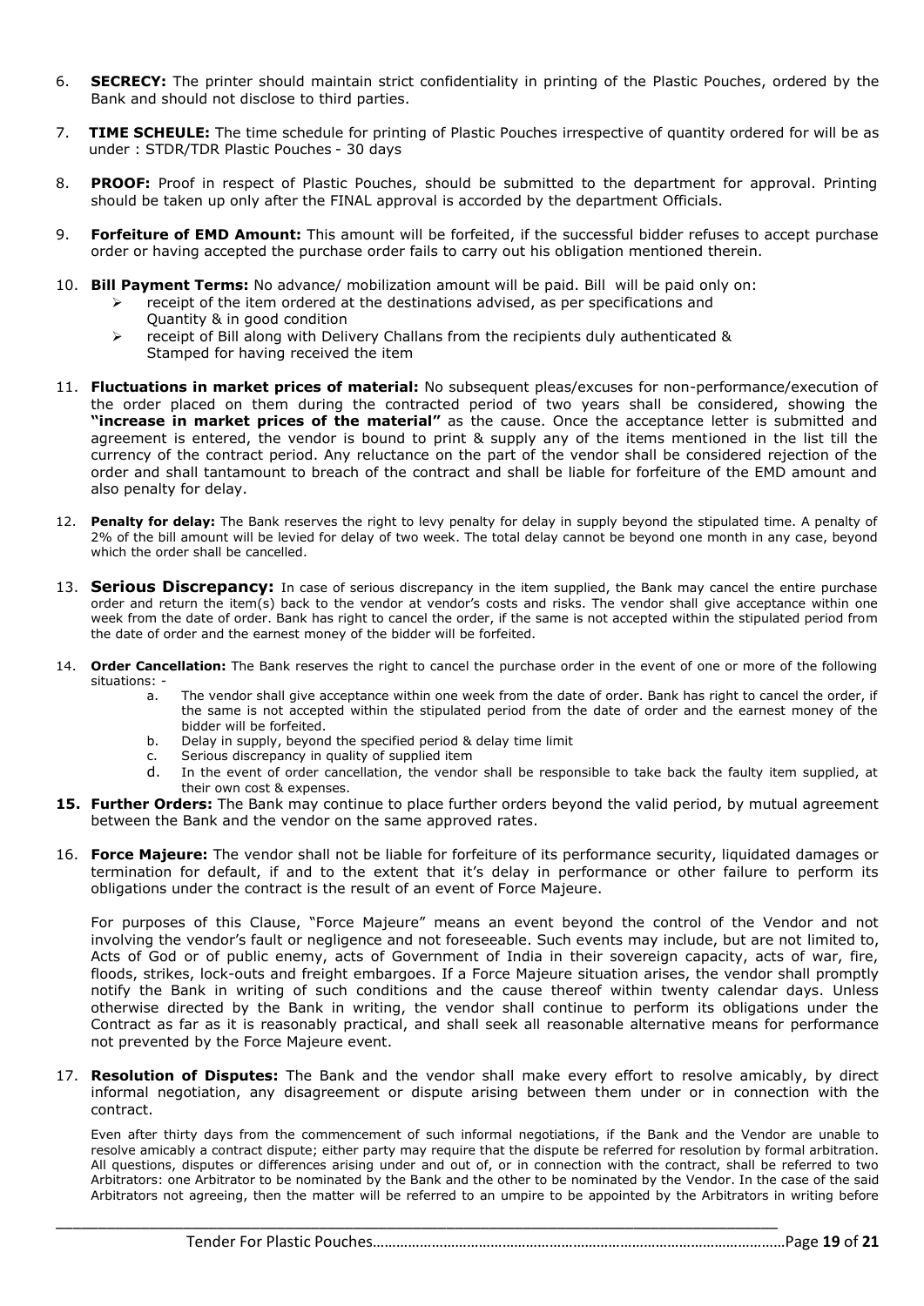6. **SECRECY:** The printer should maintain strict confidentiality in printing of the Plastic Pouches, ordered by the Bank and should not disclose to third parties.

7. **TIME SCHEULE:** The time schedule for printing of Plastic Pouches irrespective of quantity ordered for will be as under : STDR/TDR Plastic Pouches - 30 days

8. **PROOF:** Proof in respect of Plastic Pouches, should be submitted to the department for approval. Printing should be taken up only after the FINAL approval is accorded by the department Officials.

9. **Forfeiture of EMD Amount:** This amount will be forfeited, if the successful bidder refuses to accept purchase order or having accepted the purchase order fails to carry out his obligation mentioned therein.

10. **Bill Payment Terms:** No advance/ mobilization amount will be paid. Bill will be paid only on:
    - receipt of the item ordered at the destinations advised, as per specifications and Quantity & in good condition
    - receipt of Bill along with Delivery Challans from the recipients duly authenticated & Stamped for having received the item

11. **Fluctuations in market prices of material:** No subsequent pleas/excuses for non-performance/execution of the order placed on them during the contracted period of two years shall be considered, showing the **"increase in market prices of the material"** as the cause. Once the acceptance letter is submitted and agreement is entered, the vendor is bound to print & supply any of the items mentioned in the list till the currency of the contract period. Any reluctance on the part of the vendor shall be considered rejection of the order and shall tantamount to breach of the contract and shall be liable for forfeiture of the EMD amount and also penalty for delay.

12. **Penalty for delay:** The Bank reserves the right to levy penalty for delay in supply beyond the stipulated time. A penalty of 2% of the bill amount will be levied for delay of two week. The total delay cannot be beyond one month in any case, beyond which the order shall be cancelled.

13. **Serious Discrepancy:** In case of serious discrepancy in the item supplied, the Bank may cancel the entire purchase order and return the item(s) back to the vendor at vendor's costs and risks. The vendor shall give acceptance within one week from the date of order. Bank has right to cancel the order, if the same is not accepted within the stipulated period from the date of order and the earnest money of the bidder will be forfeited.

14. **Order Cancellation:** The Bank reserves the right to cancel the purchase order in the event of one or more of the following situations: -
    a. The vendor shall give acceptance within one week from the date of order. Bank has right to cancel the order, if the same is not accepted within the stipulated period from the date of order and the earnest money of the bidder will be forfeited.
    b. Delay in supply, beyond the specified period & delay time limit
    c. Serious discrepancy in quality of supplied item
    d. In the event of order cancellation, the vendor shall be responsible to take back the faulty item supplied, at their own cost & expenses.

15. **Further Orders:** The Bank may continue to place further orders beyond the valid period, by mutual agreement between the Bank and the vendor on the same approved rates.

16. **Force Majeure:** The vendor shall not be liable for forfeiture of its performance security, liquidated damages or termination for default, if and to the extent that it's delay in performance or other failure to perform its obligations under the contract is the result of an event of Force Majeure.

    For purposes of this Clause, "Force Majeure" means an event beyond the control of the Vendor and not involving the vendor's fault or negligence and not foreseeable. Such events may include, but are not limited to, Acts of God or of public enemy, acts of Government of India in their sovereign capacity, acts of war, fire, floods, strikes, lock-outs and freight embargoes. If a Force Majeure situation arises, the vendor shall promptly notify the Bank in writing of such conditions and the cause thereof within twenty calendar days. Unless otherwise directed by the Bank in writing, the vendor shall continue to perform its obligations under the Contract as far as it is reasonably practical, and shall seek all reasonable alternative means for performance not prevented by the Force Majeure event.

17. **Resolution of Disputes:** The Bank and the vendor shall make every effort to resolve amicably, by direct informal negotiation, any disagreement or dispute arising between them under or in connection with the contract.

    Even after thirty days from the commencement of such informal negotiations, if the Bank and the Vendor are unable to resolve amicably a contract dispute; either party may require that the dispute be referred for resolution by formal arbitration. All questions, disputes or differences arising under and out of, or in connection with the contract, shall be referred to two Arbitrators: one Arbitrator to be nominated by the Bank and the other to be nominated by the Vendor. In the case of the said Arbitrators not agreeing, then the matter will be referred to an umpire to be appointed by the Arbitrators in writing before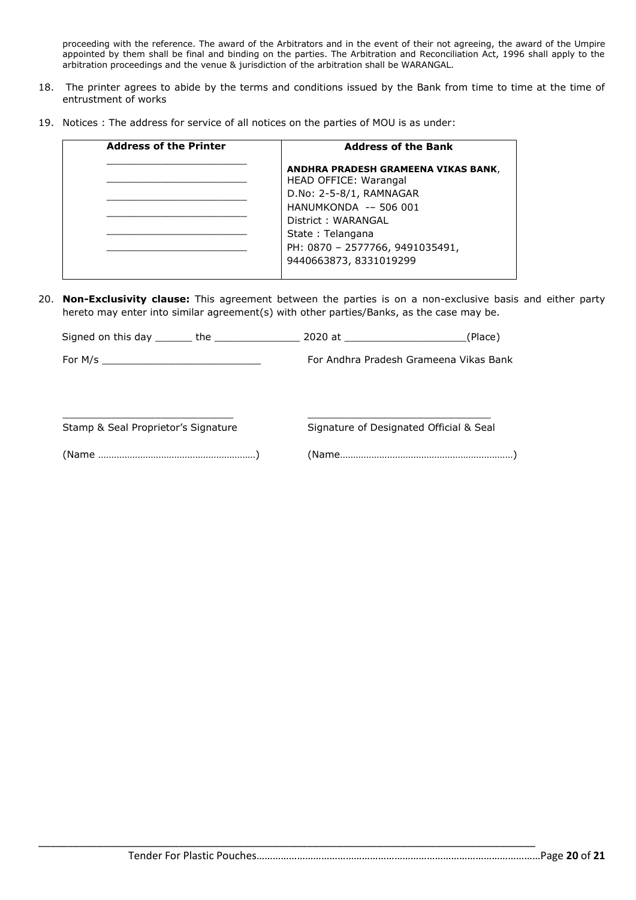proceeding with the reference. The award of the Arbitrators and in the event of their not agreeing, the award of the Umpire appointed by them shall be final and binding on the parties. The Arbitration and Reconciliation Act, 1996 shall apply to the arbitration proceedings and the venue & jurisdiction of the arbitration shall be WARANGAL.

18. The printer agrees to abide by the terms and conditions issued by the Bank from time to time at the time of entrustment of works

19. Notices : The address for service of all notices on the parties of MOU is as under:

| **Address of the Printer** | **Address of the Bank** |
|---|---|
| _______________________<br>_______________________<br>_______________________<br>_______________________<br>_______________________<br>_______________________ | **ANDHRA PRADESH GRAMEENA VIKAS BANK**,<br>HEAD OFFICE: Warangal<br>D.No: 2-5-8/1, RAMNAGAR<br>HANUMKONDA -– 506 001<br>District : WARANGAL<br>State : Telangana<br>PH: 0870 – 2577766, 9491035491,<br>9440663873, 8331019299 |

20. **Non-Exclusivity clause:** This agreement between the parties is on a non-exclusive basis and either party hereto may enter into similar agreement(s) with other parties/Banks, as the case may be.

Signed on this day ______ the ______________ 2020 at ____________________(Place)

For M/s __________________________ For Andhra Pradesh Grameena Vikas Bank

____________________________ ______________________________

Stamp & Seal Proprietor's Signature Signature of Designated Official & Seal

(Name ……………………………………………………) (Name…………………………………………………………)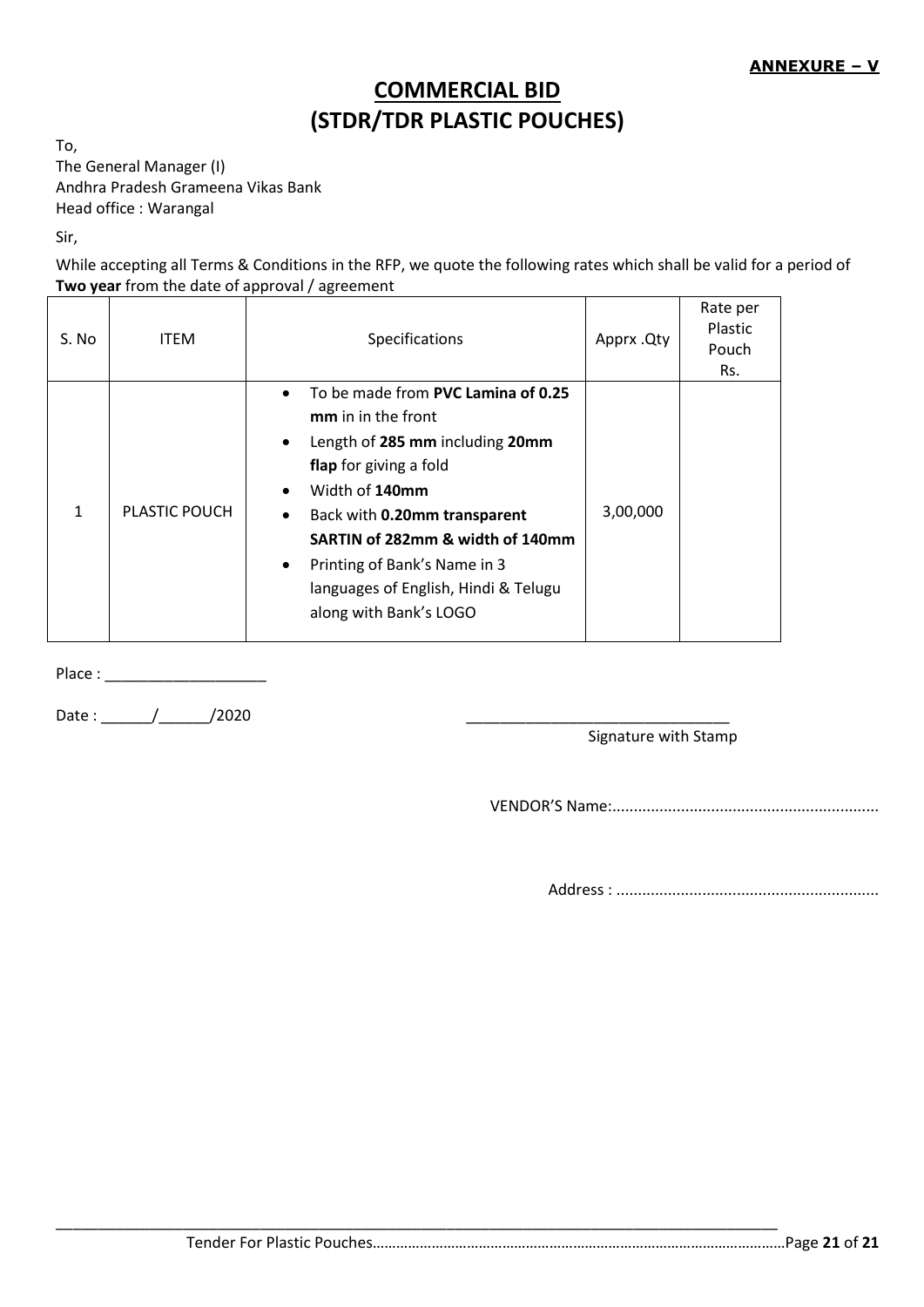**ANNEXURE – V**

# COMMERCIAL BID
## (STDR/TDR PLASTIC POUCHES)

To,
The General Manager (I)
Andhra Pradesh Grameena Vikas Bank
Head office : Warangal

Sir,

While accepting all Terms & Conditions in the RFP, we quote the following rates which shall be valid for a period of **Two year** from the date of approval / agreement

| S. No | ITEM | Specifications | Apprx .Qty | Rate per Plastic Pouch Rs. |
|---|---|---|---|---|
| 1 | PLASTIC POUCH | • To be made from **PVC Lamina of 0.25 mm** in in the front<br>• Length of **285 mm** including **20mm flap** for giving a fold<br>• Width of **140mm**<br>• Back with **0.20mm transparent SARTIN of 282mm & width of 140mm**<br>• Printing of Bank's Name in 3 languages of English, Hindi & Telugu along with Bank's LOGO | 3,00,000 | |

Place : ___________________

Date : ______/______/2020

_______________________________
Signature with Stamp

VENDOR'S Name:.............................................................

Address : ............................................................